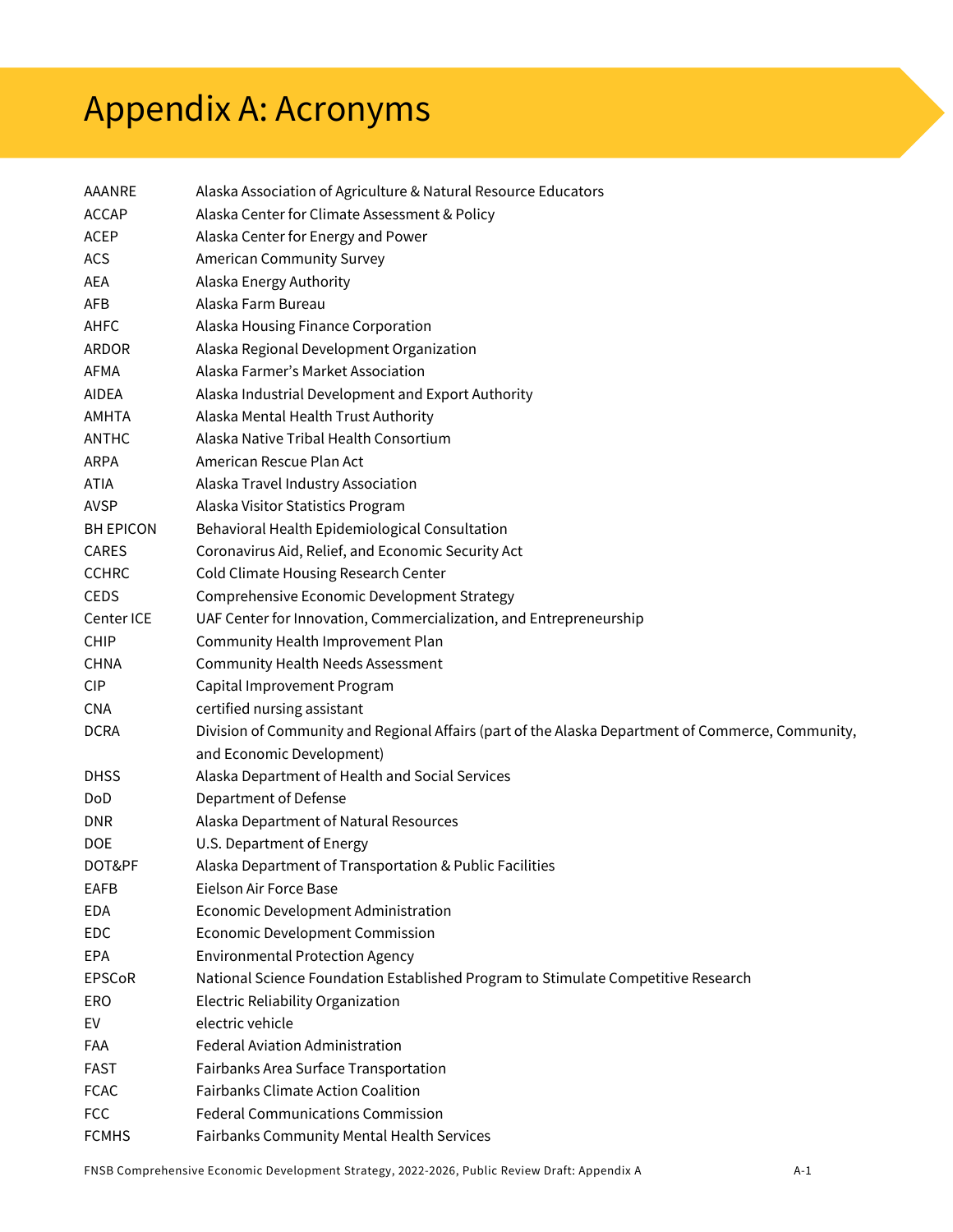# Appendix A: Acronyms

| | |
|---|---|
| AAANRE | Alaska Association of Agriculture & Natural Resource Educators |
| ACCAP | Alaska Center for Climate Assessment & Policy |
| ACEP | Alaska Center for Energy and Power |
| ACS | American Community Survey |
| AEA | Alaska Energy Authority |
| AFB | Alaska Farm Bureau |
| AHFC | Alaska Housing Finance Corporation |
| ARDOR | Alaska Regional Development Organization |
| AFMA | Alaska Farmer's Market Association |
| AIDEA | Alaska Industrial Development and Export Authority |
| AMHTA | Alaska Mental Health Trust Authority |
| ANTHC | Alaska Native Tribal Health Consortium |
| ARPA | American Rescue Plan Act |
| ATIA | Alaska Travel Industry Association |
| AVSP | Alaska Visitor Statistics Program |
| BH EPICON | Behavioral Health Epidemiological Consultation |
| CARES | Coronavirus Aid, Relief, and Economic Security Act |
| CCHRC | Cold Climate Housing Research Center |
| CEDS | Comprehensive Economic Development Strategy |
| Center ICE | UAF Center for Innovation, Commercialization, and Entrepreneurship |
| CHIP | Community Health Improvement Plan |
| CHNA | Community Health Needs Assessment |
| CIP | Capital Improvement Program |
| CNA | certified nursing assistant |
| DCRA | Division of Community and Regional Affairs (part of the Alaska Department of Commerce, Community, and Economic Development) |
| DHSS | Alaska Department of Health and Social Services |
| DoD | Department of Defense |
| DNR | Alaska Department of Natural Resources |
| DOE | U.S. Department of Energy |
| DOT&PF | Alaska Department of Transportation & Public Facilities |
| EAFB | Eielson Air Force Base |
| EDA | Economic Development Administration |
| EDC | Economic Development Commission |
| EPA | Environmental Protection Agency |
| EPSCoR | National Science Foundation Established Program to Stimulate Competitive Research |
| ERO | Electric Reliability Organization |
| EV | electric vehicle |
| FAA | Federal Aviation Administration |
| FAST | Fairbanks Area Surface Transportation |
| FCAC | Fairbanks Climate Action Coalition |
| FCC | Federal Communications Commission |
| FCMHS | Fairbanks Community Mental Health Services |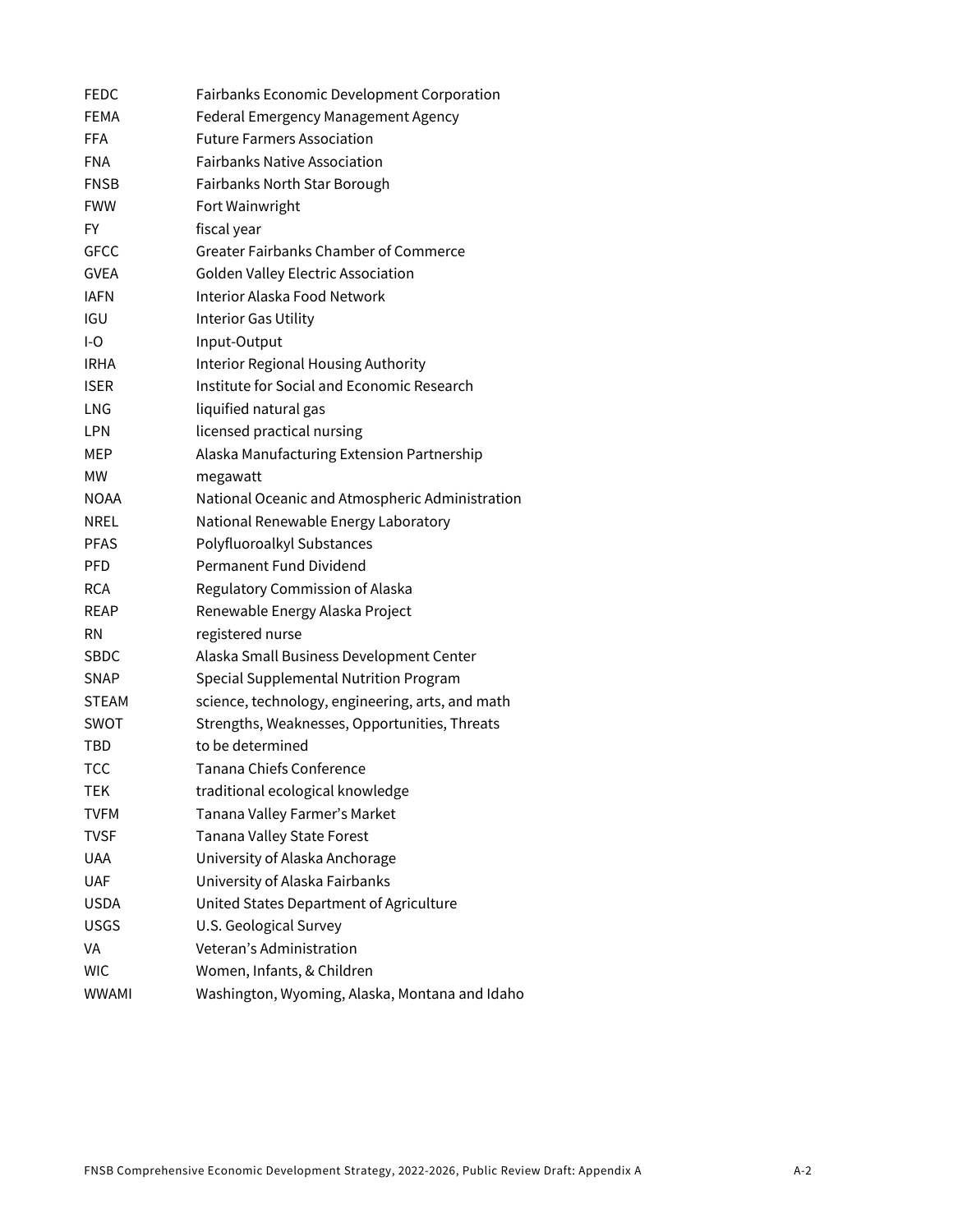| | |
|---|---|
| FEDC | Fairbanks Economic Development Corporation |
| FEMA | Federal Emergency Management Agency |
| FFA | Future Farmers Association |
| FNA | Fairbanks Native Association |
| FNSB | Fairbanks North Star Borough |
| FWW | Fort Wainwright |
| FY | fiscal year |
| GFCC | Greater Fairbanks Chamber of Commerce |
| GVEA | Golden Valley Electric Association |
| IAFN | Interior Alaska Food Network |
| IGU | Interior Gas Utility |
| I-O | Input-Output |
| IRHA | Interior Regional Housing Authority |
| ISER | Institute for Social and Economic Research |
| LNG | liquified natural gas |
| LPN | licensed practical nursing |
| MEP | Alaska Manufacturing Extension Partnership |
| MW | megawatt |
| NOAA | National Oceanic and Atmospheric Administration |
| NREL | National Renewable Energy Laboratory |
| PFAS | Polyfluoroalkyl Substances |
| PFD | Permanent Fund Dividend |
| RCA | Regulatory Commission of Alaska |
| REAP | Renewable Energy Alaska Project |
| RN | registered nurse |
| SBDC | Alaska Small Business Development Center |
| SNAP | Special Supplemental Nutrition Program |
| STEAM | science, technology, engineering, arts, and math |
| SWOT | Strengths, Weaknesses, Opportunities, Threats |
| TBD | to be determined |
| TCC | Tanana Chiefs Conference |
| TEK | traditional ecological knowledge |
| TVFM | Tanana Valley Farmer's Market |
| TVSF | Tanana Valley State Forest |
| UAA | University of Alaska Anchorage |
| UAF | University of Alaska Fairbanks |
| USDA | United States Department of Agriculture |
| USGS | U.S. Geological Survey |
| VA | Veteran's Administration |
| WIC | Women, Infants, & Children |
| WWAMI | Washington, Wyoming, Alaska, Montana and Idaho |